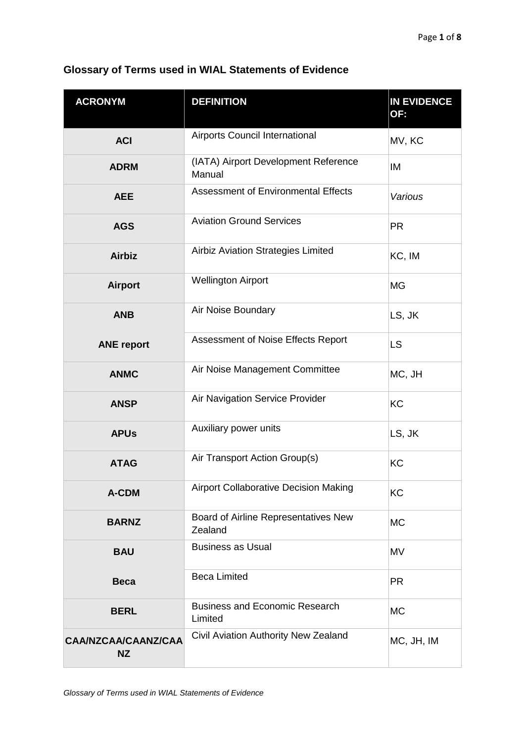## Glossary of Terms used in WIAL Statements of Evidence

| ACRONYM | DEFINITION | IN EVIDENCE OF: |
|---|---|---|
| **ACI** | Airports Council International | MV, KC |
| **ADRM** | (IATA) Airport Development Reference Manual | IM |
| **AEE** | Assessment of Environmental Effects | *Various* |
| **AGS** | Aviation Ground Services | PR |
| **Airbiz** | Airbiz Aviation Strategies Limited | KC, IM |
| **Airport** | Wellington Airport | MG |
| **ANB** | Air Noise Boundary | LS, JK |
| **ANE report** | Assessment of Noise Effects Report | LS |
| **ANMC** | Air Noise Management Committee | MC, JH |
| **ANSP** | Air Navigation Service Provider | KC |
| **APUs** | Auxiliary power units | LS, JK |
| **ATAG** | Air Transport Action Group(s) | KC |
| **A-CDM** | Airport Collaborative Decision Making | KC |
| **BARNZ** | Board of Airline Representatives New Zealand | MC |
| **BAU** | Business as Usual | MV |
| **Beca** | Beca Limited | PR |
| **BERL** | Business and Economic Research Limited | MC |
| **CAA/NZCAA/CAANZ/CAA NZ** | Civil Aviation Authority New Zealand | MC, JH, IM |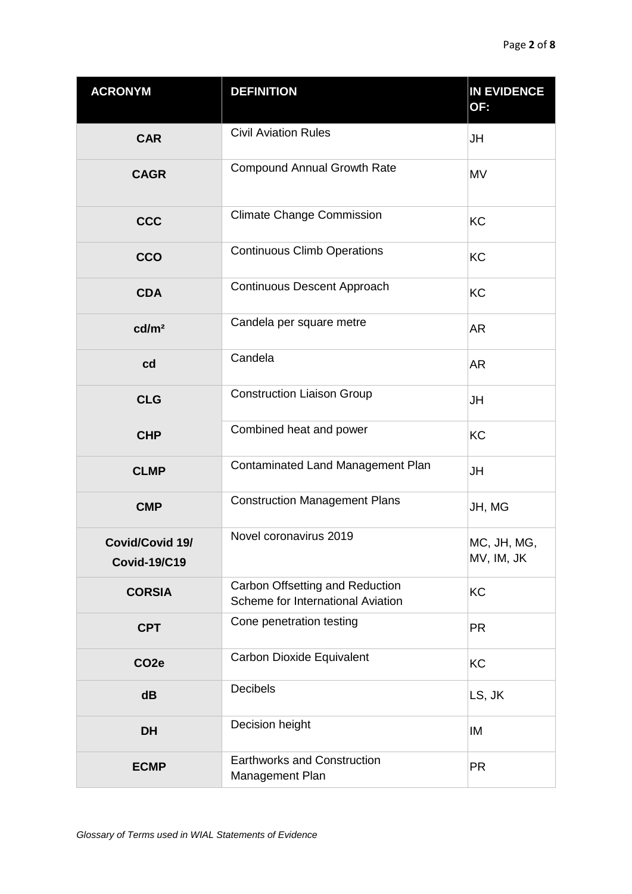| ACRONYM | DEFINITION | IN EVIDENCE OF: |
|---|---|---|
| **CAR** | Civil Aviation Rules | JH |
| **CAGR** | Compound Annual Growth Rate | MV |
| **CCC** | Climate Change Commission | KC |
| **CCO** | Continuous Climb Operations | KC |
| **CDA** | Continuous Descent Approach | KC |
| **cd/m²** | Candela per square metre | AR |
| **cd** | Candela | AR |
| **CLG** | Construction Liaison Group | JH |
| **CHP** | Combined heat and power | KC |
| **CLMP** | Contaminated Land Management Plan | JH |
| **CMP** | Construction Management Plans | JH, MG |
| **Covid/Covid 19/ Covid-19/C19** | Novel coronavirus 2019 | MC, JH, MG, MV, IM, JK |
| **CORSIA** | Carbon Offsetting and Reduction Scheme for International Aviation | KC |
| **CPT** | Cone penetration testing | PR |
| **CO2e** | Carbon Dioxide Equivalent | KC |
| **dB** | Decibels | LS, JK |
| **DH** | Decision height | IM |
| **ECMP** | Earthworks and Construction Management Plan | PR |

*Glossary of Terms used in WIAL Statements of Evidence*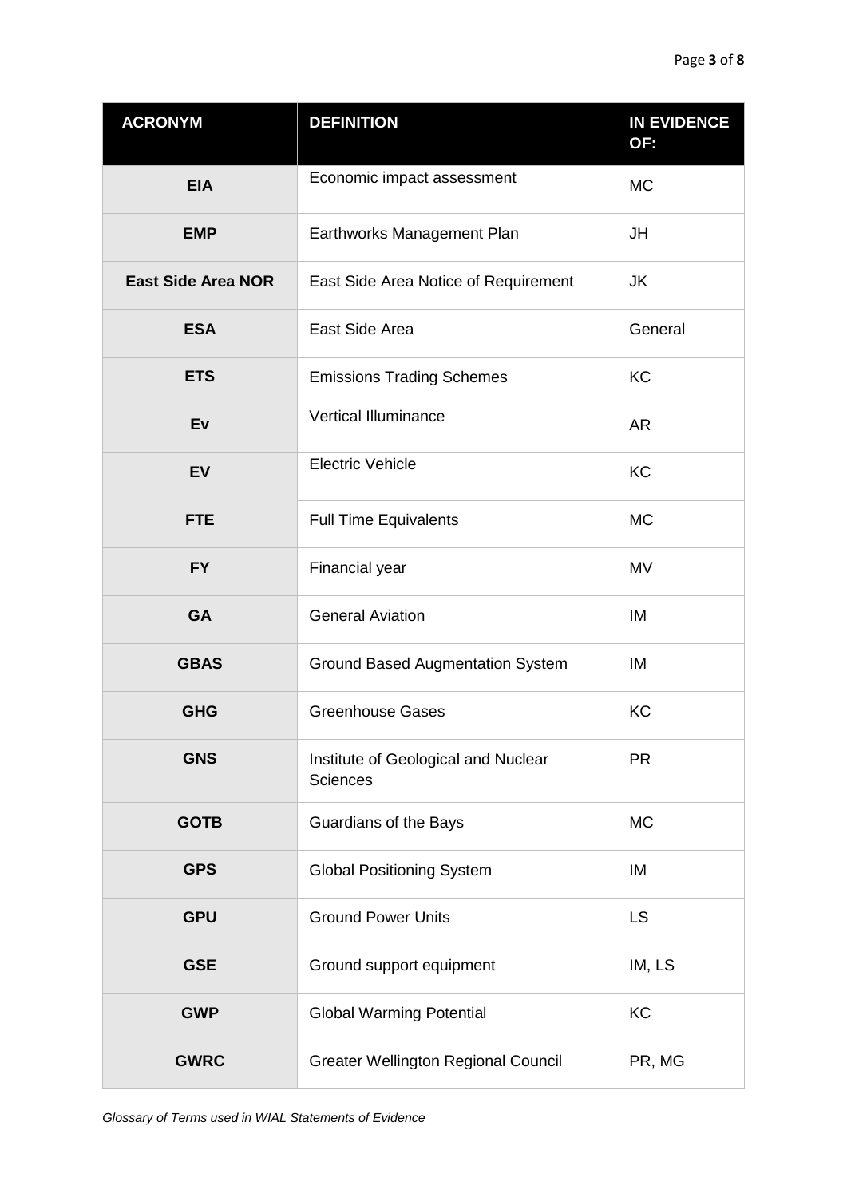| ACRONYM | DEFINITION | IN EVIDENCE OF: |
|---|---|---|
| **EIA** | Economic impact assessment | MC |
| **EMP** | Earthworks Management Plan | JH |
| **East Side Area NOR** | East Side Area Notice of Requirement | JK |
| **ESA** | East Side Area | General |
| **ETS** | Emissions Trading Schemes | KC |
| **Ev** | Vertical Illuminance | AR |
| **EV** | Electric Vehicle | KC |
| **FTE** | Full Time Equivalents | MC |
| **FY** | Financial year | MV |
| **GA** | General Aviation | IM |
| **GBAS** | Ground Based Augmentation System | IM |
| **GHG** | Greenhouse Gases | KC |
| **GNS** | Institute of Geological and Nuclear Sciences | PR |
| **GOTB** | Guardians of the Bays | MC |
| **GPS** | Global Positioning System | IM |
| **GPU** | Ground Power Units | LS |
| **GSE** | Ground support equipment | IM, LS |
| **GWP** | Global Warming Potential | KC |
| **GWRC** | Greater Wellington Regional Council | PR, MG |

*Glossary of Terms used in WIAL Statements of Evidence*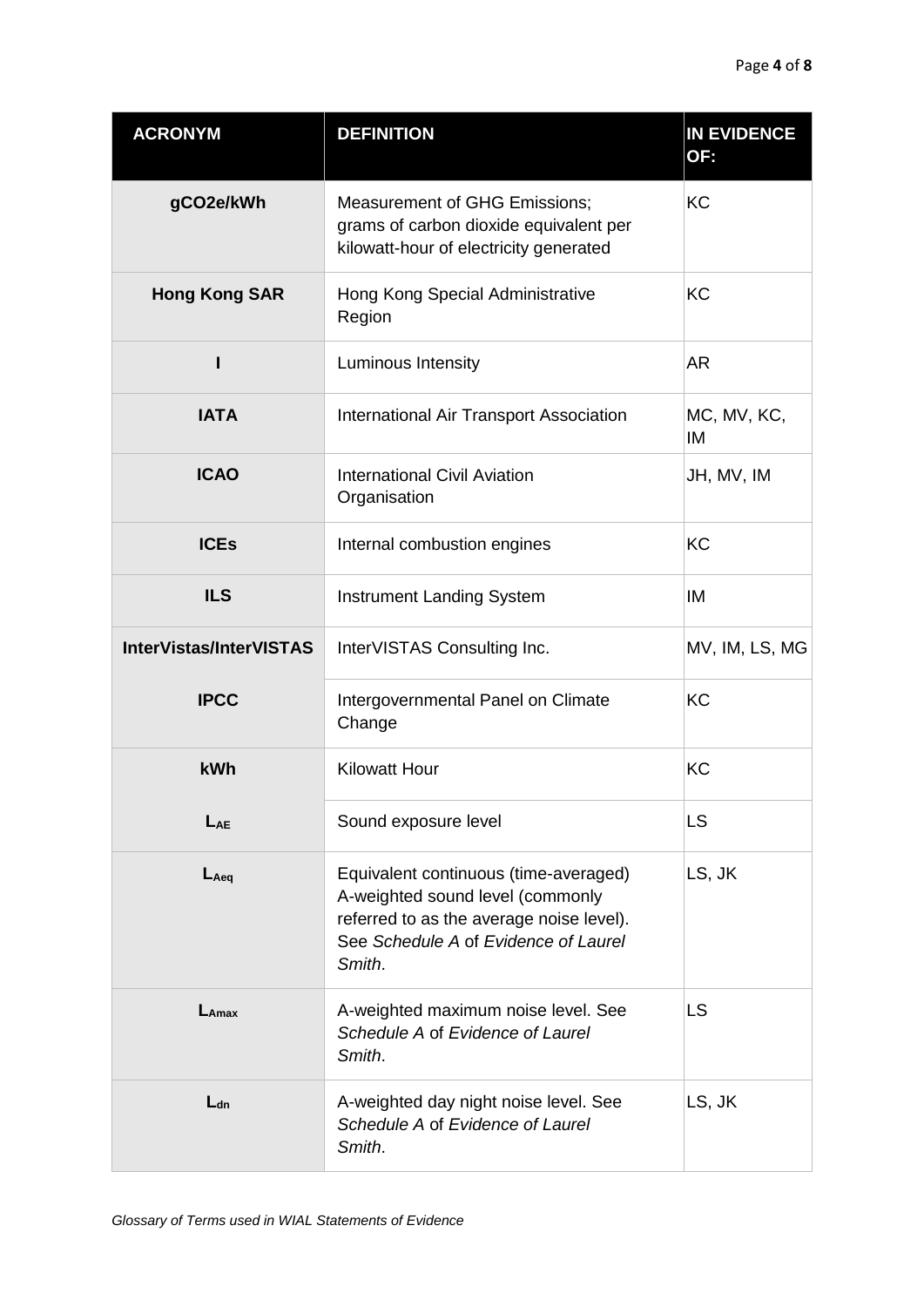| ACRONYM | DEFINITION | IN EVIDENCE OF: |
|---|---|---|
| **gCO2e/kWh** | Measurement of GHG Emissions; grams of carbon dioxide equivalent per kilowatt-hour of electricity generated | KC |
| **Hong Kong SAR** | Hong Kong Special Administrative Region | KC |
| **I** | Luminous Intensity | AR |
| **IATA** | International Air Transport Association | MC, MV, KC, IM |
| **ICAO** | International Civil Aviation Organisation | JH, MV, IM |
| **ICEs** | Internal combustion engines | KC |
| **ILS** | Instrument Landing System | IM |
| **InterVistas/InterVISTAS** | InterVISTAS Consulting Inc. | MV, IM, LS, MG |
| **IPCC** | Intergovernmental Panel on Climate Change | KC |
| **kWh** | Kilowatt Hour | KC |
| **$L_{AE}$** | Sound exposure level | LS |
| **$L_{Aeq}$** | Equivalent continuous (time-averaged) A-weighted sound level (commonly referred to as the average noise level). See *Schedule A* of *Evidence of Laurel Smith*. | LS, JK |
| **$L_{Amax}$** | A-weighted maximum noise level. See *Schedule A* of *Evidence of Laurel Smith*. | LS |
| **$L_{dn}$** | A-weighted day night noise level. See *Schedule A* of *Evidence of Laurel Smith*. | LS, JK |

*Glossary of Terms used in WIAL Statements of Evidence*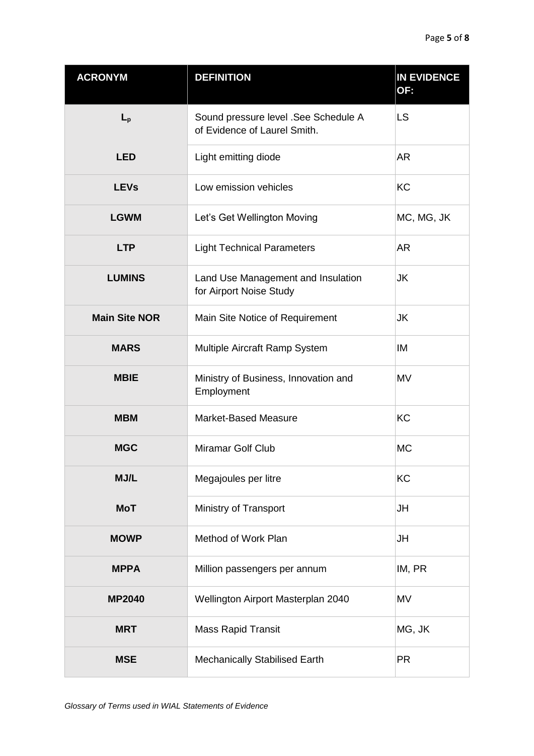| ACRONYM | DEFINITION | IN EVIDENCE OF: |
|---|---|---|
| **$L_p$** | Sound pressure level .See Schedule A of Evidence of Laurel Smith. | LS |
| **LED** | Light emitting diode | AR |
| **LEVs** | Low emission vehicles | KC |
| **LGWM** | Let's Get Wellington Moving | MC, MG, JK |
| **LTP** | Light Technical Parameters | AR |
| **LUMINS** | Land Use Management and Insulation for Airport Noise Study | JK |
| **Main Site NOR** | Main Site Notice of Requirement | JK |
| **MARS** | Multiple Aircraft Ramp System | IM |
| **MBIE** | Ministry of Business, Innovation and Employment | MV |
| **MBM** | Market-Based Measure | KC |
| **MGC** | Miramar Golf Club | MC |
| **MJ/L** | Megajoules per litre | KC |
| **MoT** | Ministry of Transport | JH |
| **MOWP** | Method of Work Plan | JH |
| **MPPA** | Million passengers per annum | IM, PR |
| **MP2040** | Wellington Airport Masterplan 2040 | MV |
| **MRT** | Mass Rapid Transit | MG, JK |
| **MSE** | Mechanically Stabilised Earth | PR |

*Glossary of Terms used in WIAL Statements of Evidence*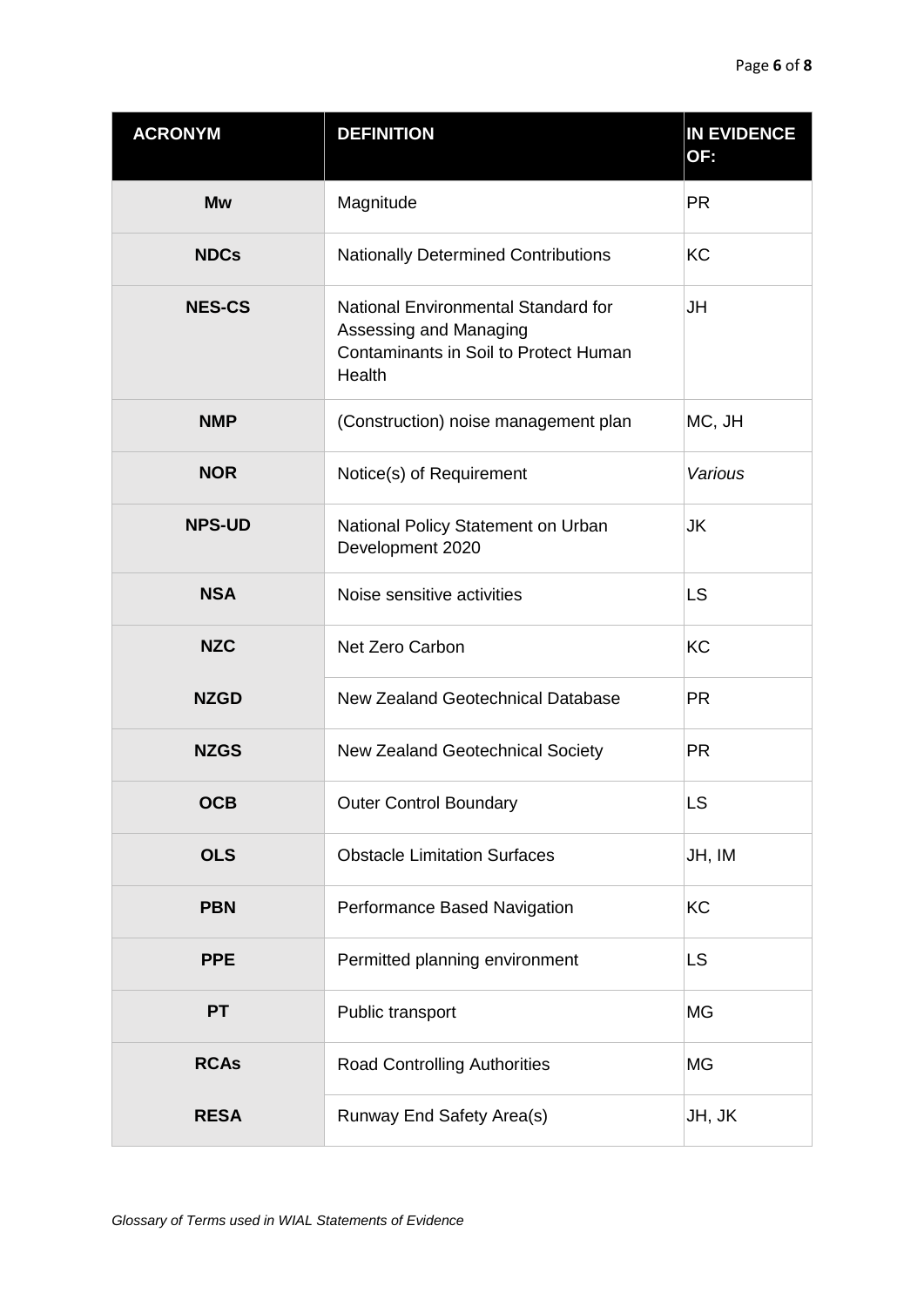| ACRONYM | DEFINITION | IN EVIDENCE OF: |
|---|---|---|
| **Mw** | Magnitude | PR |
| **NDCs** | Nationally Determined Contributions | KC |
| **NES-CS** | National Environmental Standard for Assessing and Managing Contaminants in Soil to Protect Human Health | JH |
| **NMP** | (Construction) noise management plan | MC, JH |
| **NOR** | Notice(s) of Requirement | *Various* |
| **NPS-UD** | National Policy Statement on Urban Development 2020 | JK |
| **NSA** | Noise sensitive activities | LS |
| **NZC** | Net Zero Carbon | KC |
| **NZGD** | New Zealand Geotechnical Database | PR |
| **NZGS** | New Zealand Geotechnical Society | PR |
| **OCB** | Outer Control Boundary | LS |
| **OLS** | Obstacle Limitation Surfaces | JH, IM |
| **PBN** | Performance Based Navigation | KC |
| **PPE** | Permitted planning environment | LS |
| **PT** | Public transport | MG |
| **RCAs** | Road Controlling Authorities | MG |
| **RESA** | Runway End Safety Area(s) | JH, JK |

*Glossary of Terms used in WIAL Statements of Evidence*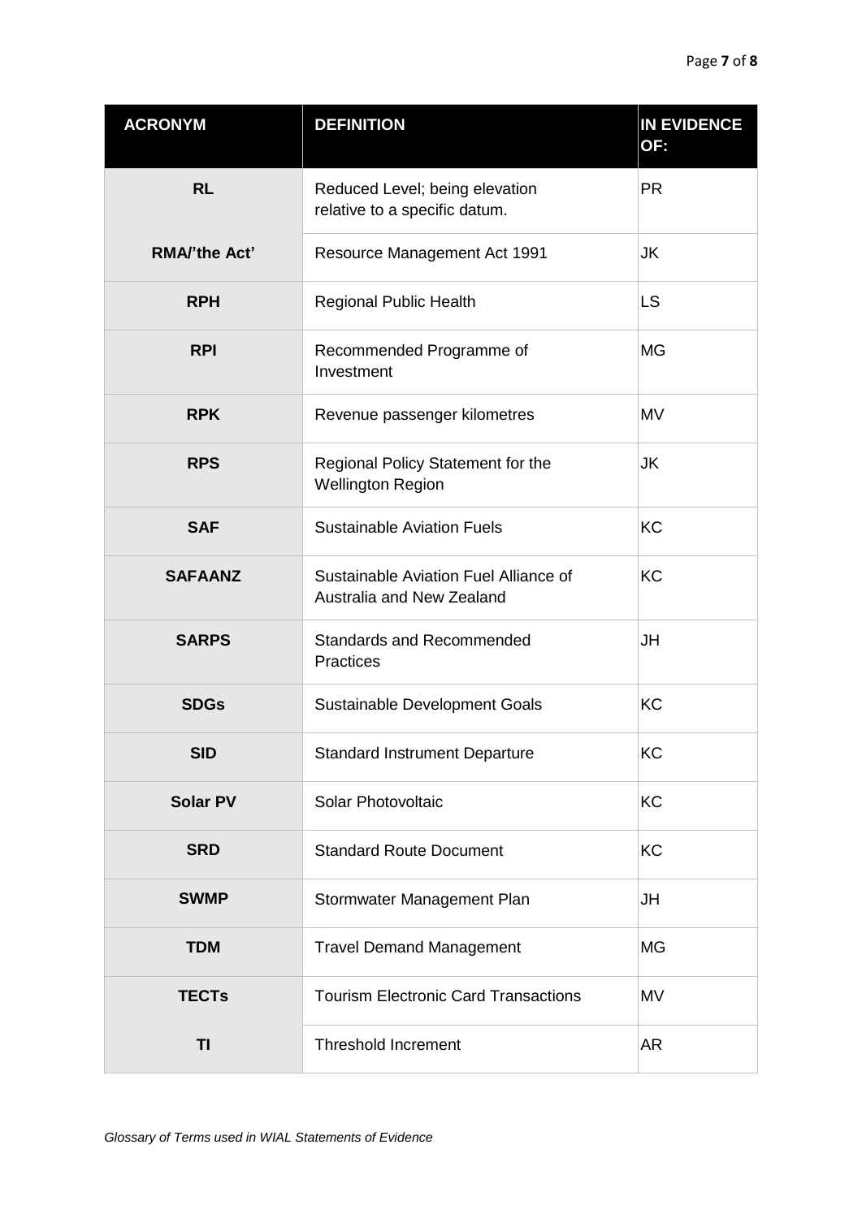| ACRONYM | DEFINITION | IN EVIDENCE OF: |
|---|---|---|
| **RL** | Reduced Level; being elevation relative to a specific datum. | PR |
| **RMA/'the Act'** | Resource Management Act 1991 | JK |
| **RPH** | Regional Public Health | LS |
| **RPI** | Recommended Programme of Investment | MG |
| **RPK** | Revenue passenger kilometres | MV |
| **RPS** | Regional Policy Statement for the Wellington Region | JK |
| **SAF** | Sustainable Aviation Fuels | KC |
| **SAFAANZ** | Sustainable Aviation Fuel Alliance of Australia and New Zealand | KC |
| **SARPS** | Standards and Recommended Practices | JH |
| **SDGs** | Sustainable Development Goals | KC |
| **SID** | Standard Instrument Departure | KC |
| **Solar PV** | Solar Photovoltaic | KC |
| **SRD** | Standard Route Document | KC |
| **SWMP** | Stormwater Management Plan | JH |
| **TDM** | Travel Demand Management | MG |
| **TECTs** | Tourism Electronic Card Transactions | MV |
| **TI** | Threshold Increment | AR |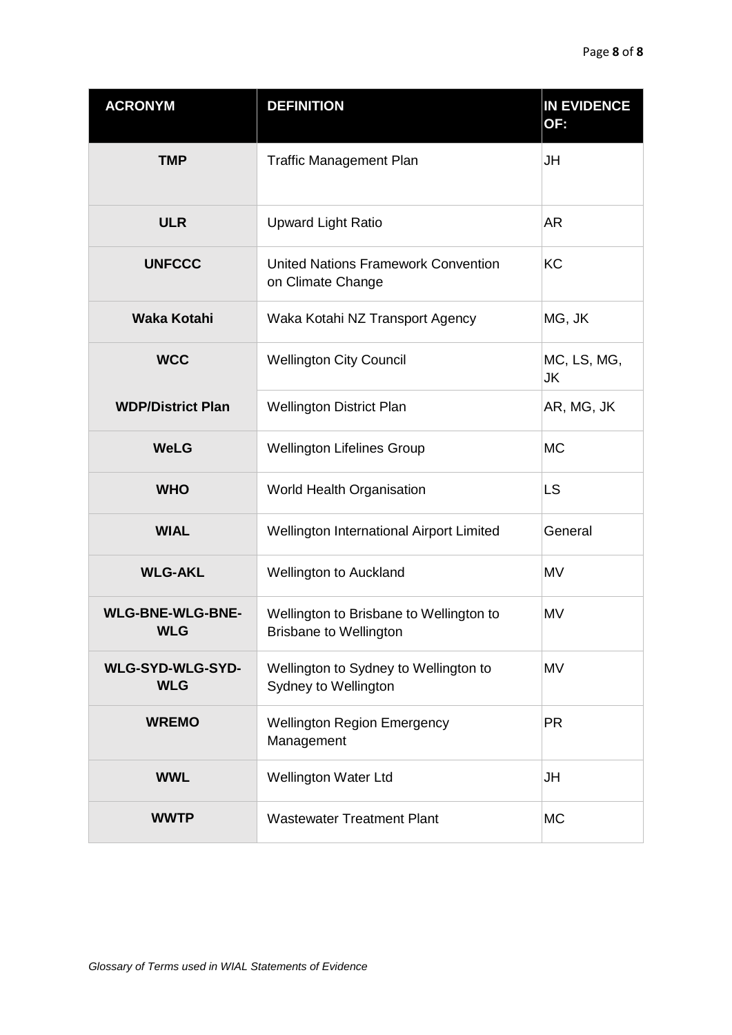| ACRONYM | DEFINITION | IN EVIDENCE OF: |
|---|---|---|
| **TMP** | Traffic Management Plan | JH |
| **ULR** | Upward Light Ratio | AR |
| **UNFCCC** | United Nations Framework Convention on Climate Change | KC |
| **Waka Kotahi** | Waka Kotahi NZ Transport Agency | MG, JK |
| **WCC** | Wellington City Council | MC, LS, MG, JK |
| **WDP/District Plan** | Wellington District Plan | AR, MG, JK |
| **WeLG** | Wellington Lifelines Group | MC |
| **WHO** | World Health Organisation | LS |
| **WIAL** | Wellington International Airport Limited | General |
| **WLG-AKL** | Wellington to Auckland | MV |
| **WLG-BNE-WLG-BNE-WLG** | Wellington to Brisbane to Wellington to Brisbane to Wellington | MV |
| **WLG-SYD-WLG-SYD-WLG** | Wellington to Sydney to Wellington to Sydney to Wellington | MV |
| **WREMO** | Wellington Region Emergency Management | PR |
| **WWL** | Wellington Water Ltd | JH |
| **WWTP** | Wastewater Treatment Plant | MC |